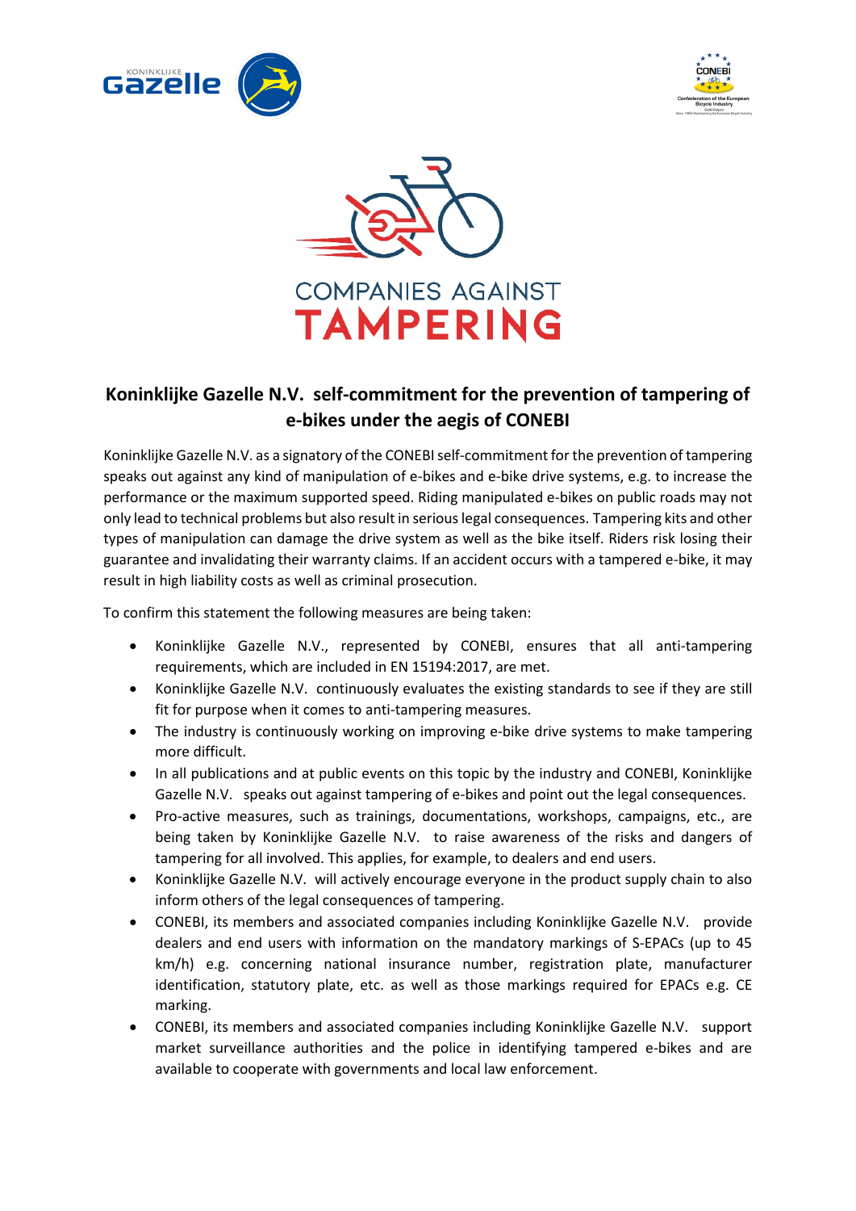# Koninklijke Gazelle N.V. self-commitment for the prevention of tampering of e-bikes under the aegis of CONEBI

Koninklijke Gazelle N.V. as a signatory of the CONEBI self-commitment for the prevention of tampering speaks out against any kind of manipulation of e-bikes and e-bike drive systems, e.g. to increase the performance or the maximum supported speed. Riding manipulated e-bikes on public roads may not only lead to technical problems but also result in serious legal consequences. Tampering kits and other types of manipulation can damage the drive system as well as the bike itself. Riders risk losing their guarantee and invalidating their warranty claims. If an accident occurs with a tampered e-bike, it may result in high liability costs as well as criminal prosecution.

To confirm this statement the following measures are being taken:

- Koninklijke Gazelle N.V., represented by CONEBI, ensures that all anti-tampering requirements, which are included in EN 15194:2017, are met.
- Koninklijke Gazelle N.V. continuously evaluates the existing standards to see if they are still fit for purpose when it comes to anti-tampering measures.
- The industry is continuously working on improving e-bike drive systems to make tampering more difficult.
- In all publications and at public events on this topic by the industry and CONEBI, Koninklijke Gazelle N.V. speaks out against tampering of e-bikes and point out the legal consequences.
- Pro-active measures, such as trainings, documentations, workshops, campaigns, etc., are being taken by Koninklijke Gazelle N.V. to raise awareness of the risks and dangers of tampering for all involved. This applies, for example, to dealers and end users.
- Koninklijke Gazelle N.V. will actively encourage everyone in the product supply chain to also inform others of the legal consequences of tampering.
- CONEBI, its members and associated companies including Koninklijke Gazelle N.V. provide dealers and end users with information on the mandatory markings of S-EPACs (up to 45 km/h) e.g. concerning national insurance number, registration plate, manufacturer identification, statutory plate, etc. as well as those markings required for EPACs e.g. CE marking.
- CONEBI, its members and associated companies including Koninklijke Gazelle N.V. support market surveillance authorities and the police in identifying tampered e-bikes and are available to cooperate with governments and local law enforcement.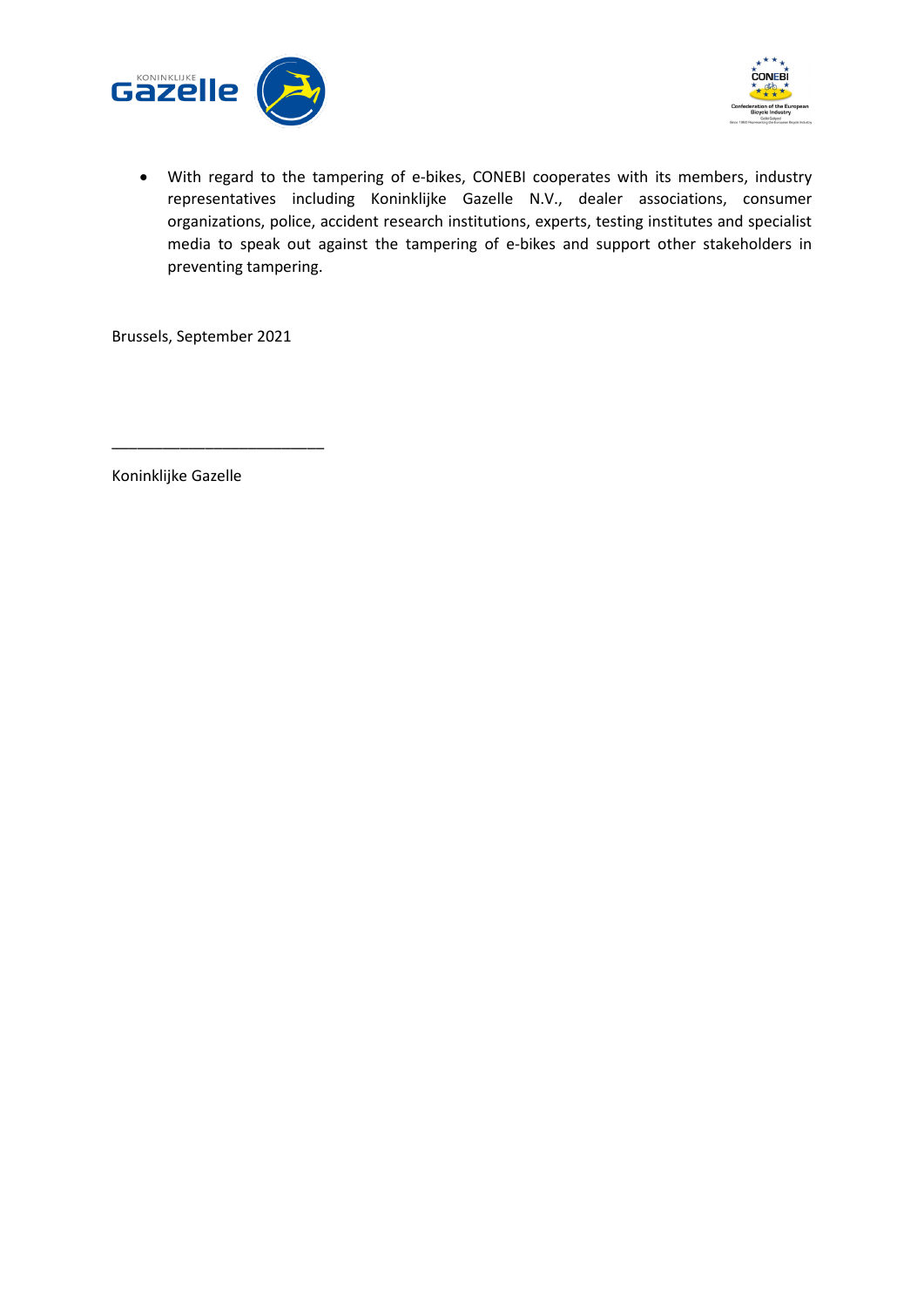- With regard to the tampering of e-bikes, CONEBI cooperates with its members, industry representatives including Koninklijke Gazelle N.V., dealer associations, consumer organizations, police, accident research institutions, experts, testing institutes and specialist media to speak out against the tampering of e-bikes and support other stakeholders in preventing tampering.

Brussels, September 2021

_________________________

Koninklijke Gazelle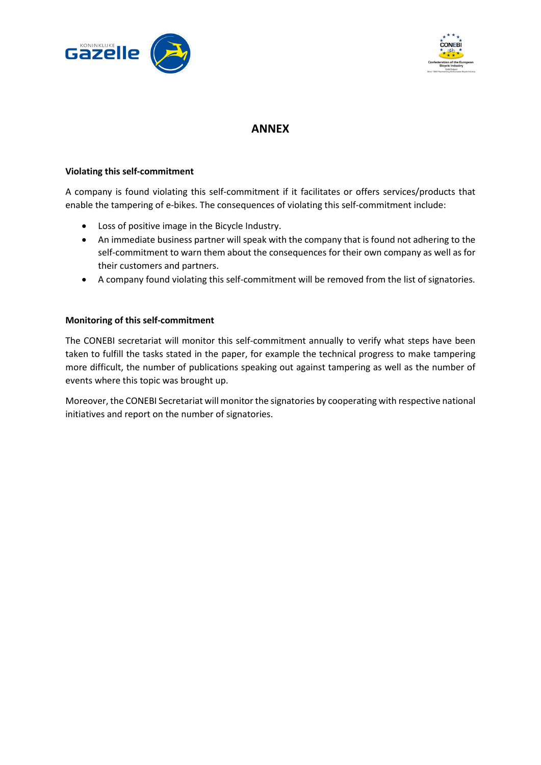# ANNEX

**Violating this self-commitment**

A company is found violating this self-commitment if it facilitates or offers services/products that enable the tampering of e-bikes. The consequences of violating this self-commitment include:

- Loss of positive image in the Bicycle Industry.
- An immediate business partner will speak with the company that is found not adhering to the self-commitment to warn them about the consequences for their own company as well as for their customers and partners.
- A company found violating this self-commitment will be removed from the list of signatories.

**Monitoring of this self-commitment**

The CONEBI secretariat will monitor this self-commitment annually to verify what steps have been taken to fulfill the tasks stated in the paper, for example the technical progress to make tampering more difficult, the number of publications speaking out against tampering as well as the number of events where this topic was brought up.

Moreover, the CONEBI Secretariat will monitor the signatories by cooperating with respective national initiatives and report on the number of signatories.